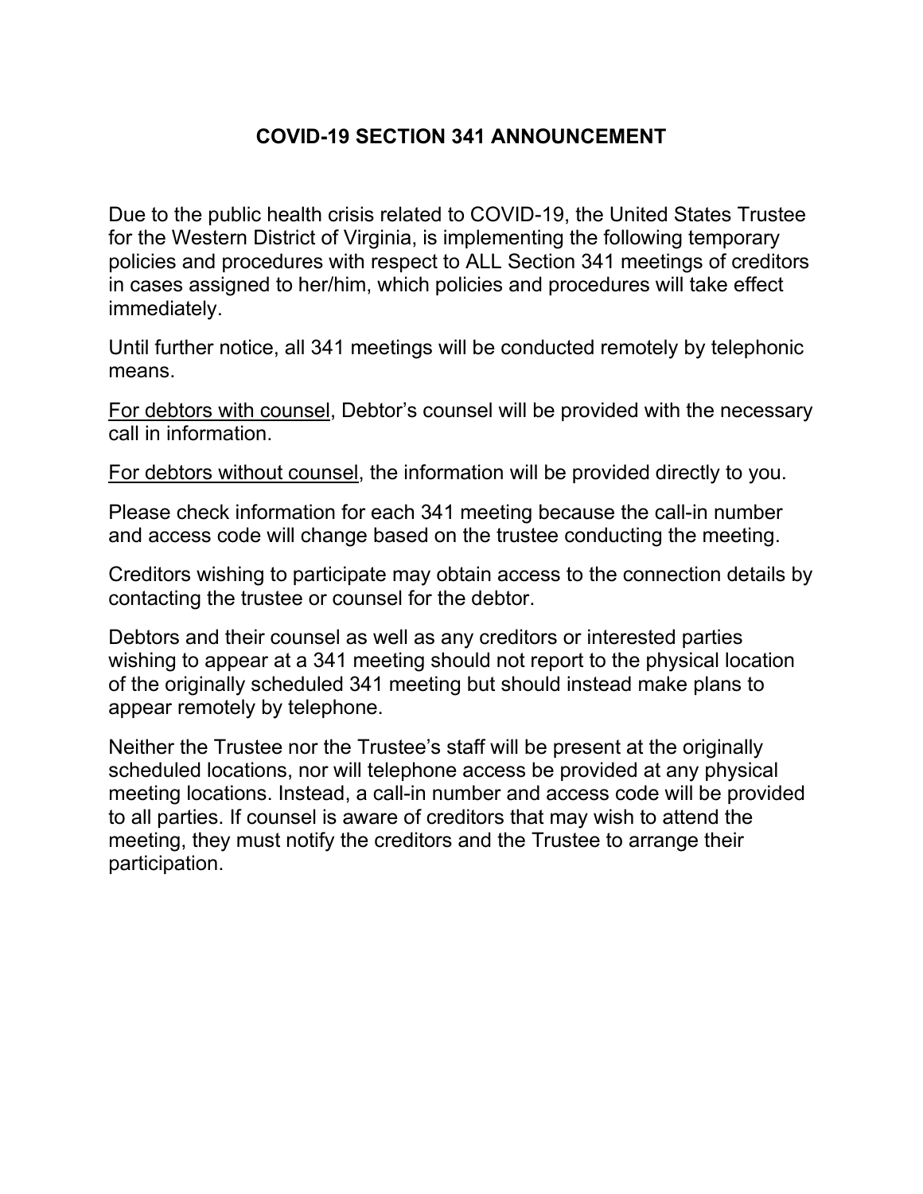# COVID-19 SECTION 341 ANNOUNCEMENT

Due to the public health crisis related to COVID-19, the United States Trustee for the Western District of Virginia, is implementing the following temporary policies and procedures with respect to ALL Section 341 meetings of creditors in cases assigned to her/him, which policies and procedures will take effect immediately.

Until further notice, all 341 meetings will be conducted remotely by telephonic means.

<u>For debtors with counsel</u>, Debtor's counsel will be provided with the necessary call in information.

<u>For debtors without counsel</u>, the information will be provided directly to you.

Please check information for each 341 meeting because the call-in number and access code will change based on the trustee conducting the meeting.

Creditors wishing to participate may obtain access to the connection details by contacting the trustee or counsel for the debtor.

Debtors and their counsel as well as any creditors or interested parties wishing to appear at a 341 meeting should not report to the physical location of the originally scheduled 341 meeting but should instead make plans to appear remotely by telephone.

Neither the Trustee nor the Trustee's staff will be present at the originally scheduled locations, nor will telephone access be provided at any physical meeting locations. Instead, a call-in number and access code will be provided to all parties. If counsel is aware of creditors that may wish to attend the meeting, they must notify the creditors and the Trustee to arrange their participation.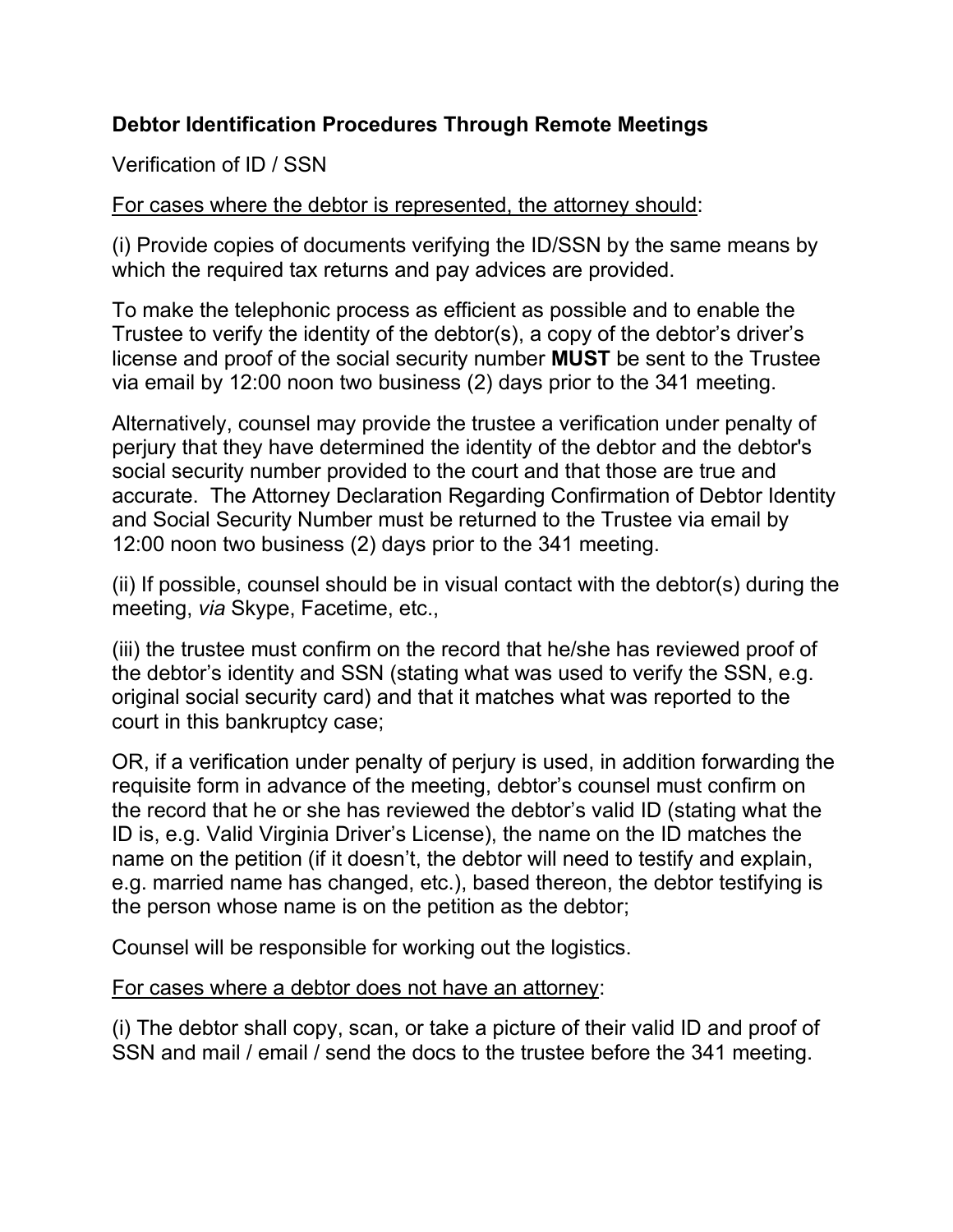**Debtor Identification Procedures Through Remote Meetings**

Verification of ID / SSN

<u>For cases where the debtor is represented, the attorney should</u>:

(i) Provide copies of documents verifying the ID/SSN by the same means by which the required tax returns and pay advices are provided.

To make the telephonic process as efficient as possible and to enable the Trustee to verify the identity of the debtor(s), a copy of the debtor's driver's license and proof of the social security number **MUST** be sent to the Trustee via email by 12:00 noon two business (2) days prior to the 341 meeting.

Alternatively, counsel may provide the trustee a verification under penalty of perjury that they have determined the identity of the debtor and the debtor's social security number provided to the court and that those are true and accurate. The Attorney Declaration Regarding Confirmation of Debtor Identity and Social Security Number must be returned to the Trustee via email by 12:00 noon two business (2) days prior to the 341 meeting.

(ii) If possible, counsel should be in visual contact with the debtor(s) during the meeting, *via* Skype, Facetime, etc.,

(iii) the trustee must confirm on the record that he/she has reviewed proof of the debtor's identity and SSN (stating what was used to verify the SSN, e.g. original social security card) and that it matches what was reported to the court in this bankruptcy case;

OR, if a verification under penalty of perjury is used, in addition forwarding the requisite form in advance of the meeting, debtor's counsel must confirm on the record that he or she has reviewed the debtor's valid ID (stating what the ID is, e.g. Valid Virginia Driver's License), the name on the ID matches the name on the petition (if it doesn't, the debtor will need to testify and explain, e.g. married name has changed, etc.), based thereon, the debtor testifying is the person whose name is on the petition as the debtor;

Counsel will be responsible for working out the logistics.

<u>For cases where a debtor does not have an attorney</u>:

(i) The debtor shall copy, scan, or take a picture of their valid ID and proof of SSN and mail / email / send the docs to the trustee before the 341 meeting.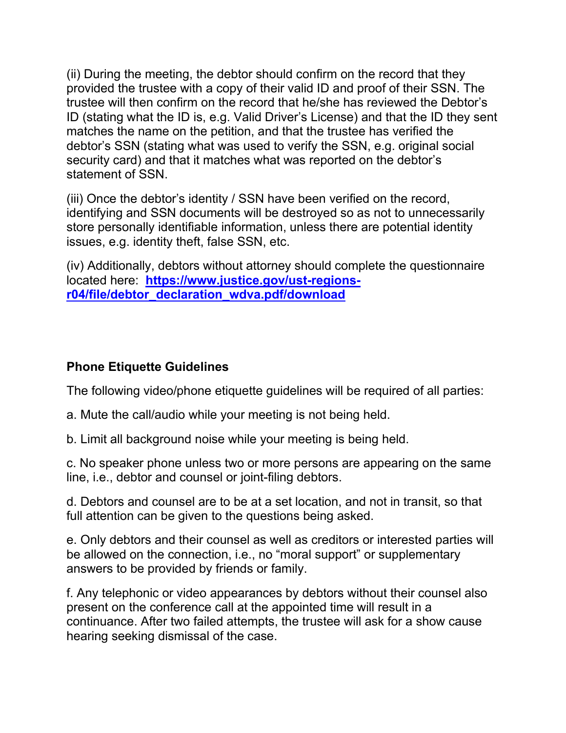(ii) During the meeting, the debtor should confirm on the record that they provided the trustee with a copy of their valid ID and proof of their SSN. The trustee will then confirm on the record that he/she has reviewed the Debtor's ID (stating what the ID is, e.g. Valid Driver's License) and that the ID they sent matches the name on the petition, and that the trustee has verified the debtor's SSN (stating what was used to verify the SSN, e.g. original social security card) and that it matches what was reported on the debtor's statement of SSN.

(iii) Once the debtor's identity / SSN have been verified on the record, identifying and SSN documents will be destroyed so as not to unnecessarily store personally identifiable information, unless there are potential identity issues, e.g. identity theft, false SSN, etc.

(iv) Additionally, debtors without attorney should complete the questionnaire located here: **[https://www.justice.gov/ust-regions-r04/file/debtor_declaration_wdva.pdf/download](https://www.justice.gov/ust-regions-r04/file/debtor_declaration_wdva.pdf/download)**

**Phone Etiquette Guidelines**

The following video/phone etiquette guidelines will be required of all parties:

a. Mute the call/audio while your meeting is not being held.

b. Limit all background noise while your meeting is being held.

c. No speaker phone unless two or more persons are appearing on the same line, i.e., debtor and counsel or joint-filing debtors.

d. Debtors and counsel are to be at a set location, and not in transit, so that full attention can be given to the questions being asked.

e. Only debtors and their counsel as well as creditors or interested parties will be allowed on the connection, i.e., no "moral support" or supplementary answers to be provided by friends or family.

f. Any telephonic or video appearances by debtors without their counsel also present on the conference call at the appointed time will result in a continuance. After two failed attempts, the trustee will ask for a show cause hearing seeking dismissal of the case.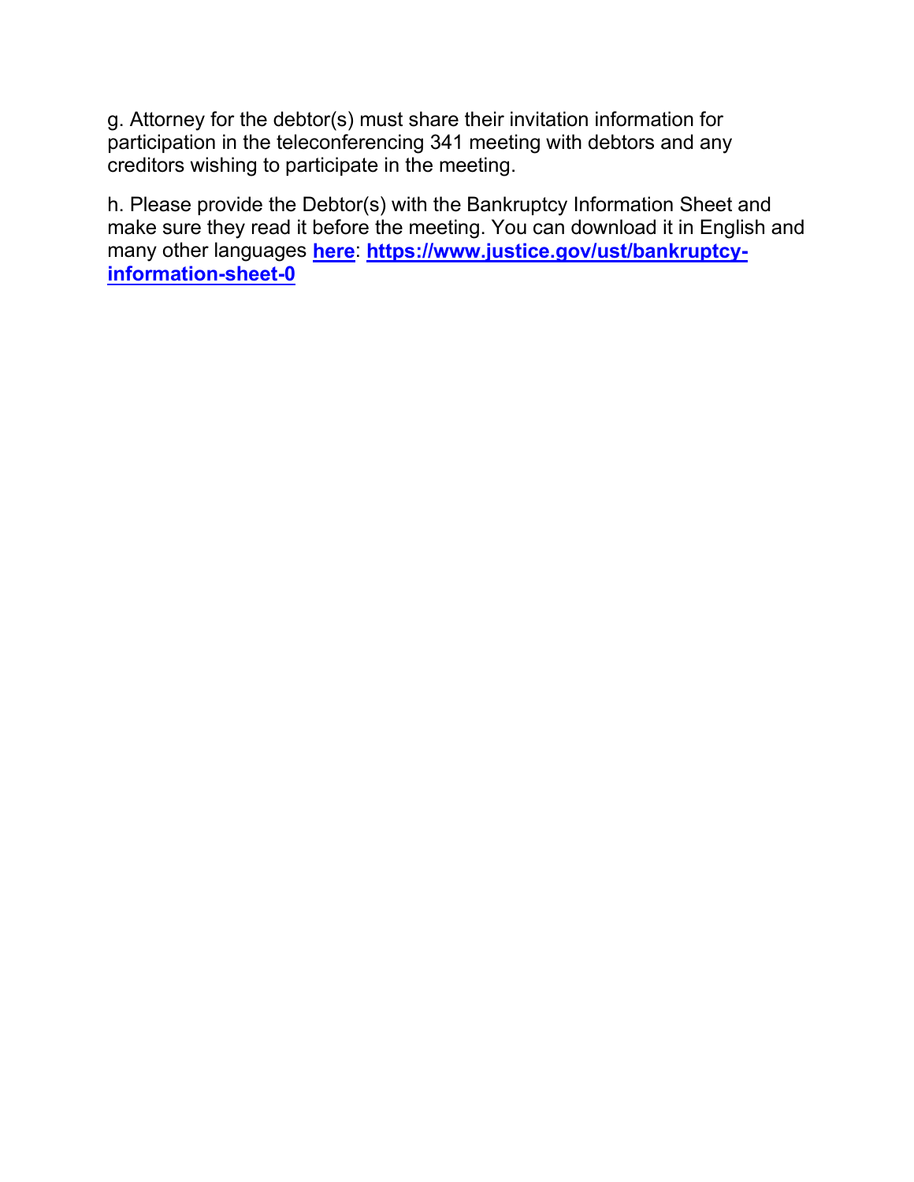g. Attorney for the debtor(s) must share their invitation information for participation in the teleconferencing 341 meeting with debtors and any creditors wishing to participate in the meeting.

h. Please provide the Debtor(s) with the Bankruptcy Information Sheet and make sure they read it before the meeting. You can download it in English and many other languages **here**: **https://www.justice.gov/ust/bankruptcy-information-sheet-0**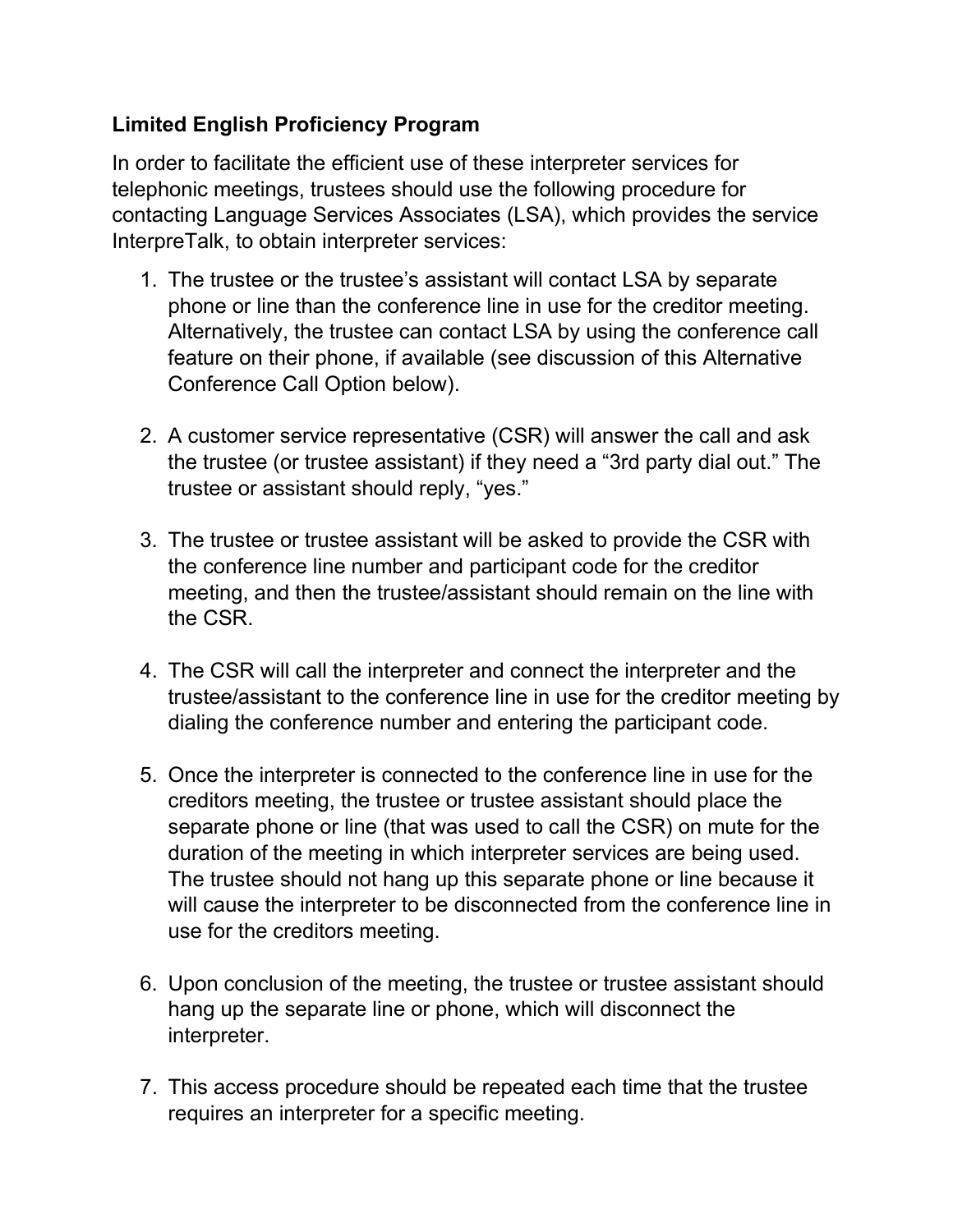**Limited English Proficiency Program**

In order to facilitate the efficient use of these interpreter services for telephonic meetings, trustees should use the following procedure for contacting Language Services Associates (LSA), which provides the service InterpreTalk, to obtain interpreter services:

1. The trustee or the trustee's assistant will contact LSA by separate phone or line than the conference line in use for the creditor meeting. Alternatively, the trustee can contact LSA by using the conference call feature on their phone, if available (see discussion of this Alternative Conference Call Option below).

2. A customer service representative (CSR) will answer the call and ask the trustee (or trustee assistant) if they need a "3rd party dial out." The trustee or assistant should reply, "yes."

3. The trustee or trustee assistant will be asked to provide the CSR with the conference line number and participant code for the creditor meeting, and then the trustee/assistant should remain on the line with the CSR.

4. The CSR will call the interpreter and connect the interpreter and the trustee/assistant to the conference line in use for the creditor meeting by dialing the conference number and entering the participant code.

5. Once the interpreter is connected to the conference line in use for the creditors meeting, the trustee or trustee assistant should place the separate phone or line (that was used to call the CSR) on mute for the duration of the meeting in which interpreter services are being used. The trustee should not hang up this separate phone or line because it will cause the interpreter to be disconnected from the conference line in use for the creditors meeting.

6. Upon conclusion of the meeting, the trustee or trustee assistant should hang up the separate line or phone, which will disconnect the interpreter.

7. This access procedure should be repeated each time that the trustee requires an interpreter for a specific meeting.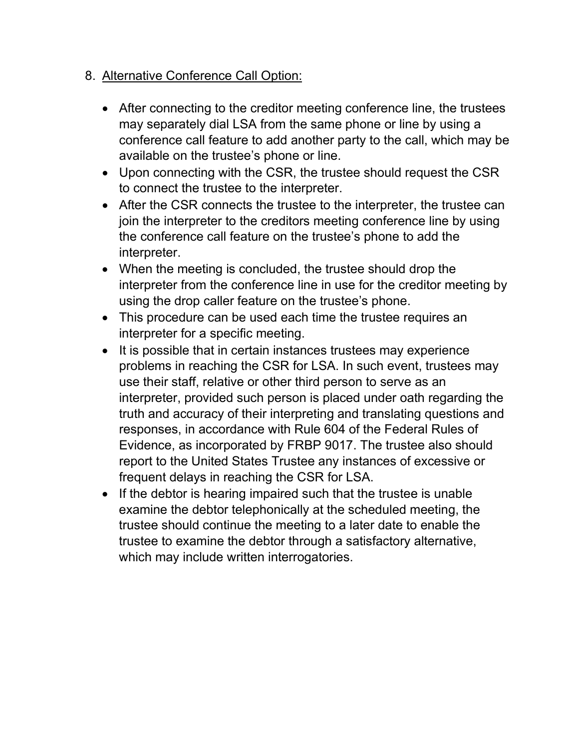8. <u>Alternative Conference Call Option:</u>

   - After connecting to the creditor meeting conference line, the trustees may separately dial LSA from the same phone or line by using a conference call feature to add another party to the call, which may be available on the trustee's phone or line.
   - Upon connecting with the CSR, the trustee should request the CSR to connect the trustee to the interpreter.
   - After the CSR connects the trustee to the interpreter, the trustee can join the interpreter to the creditors meeting conference line by using the conference call feature on the trustee's phone to add the interpreter.
   - When the meeting is concluded, the trustee should drop the interpreter from the conference line in use for the creditor meeting by using the drop caller feature on the trustee's phone.
   - This procedure can be used each time the trustee requires an interpreter for a specific meeting.
   - It is possible that in certain instances trustees may experience problems in reaching the CSR for LSA. In such event, trustees may use their staff, relative or other third person to serve as an interpreter, provided such person is placed under oath regarding the truth and accuracy of their interpreting and translating questions and responses, in accordance with Rule 604 of the Federal Rules of Evidence, as incorporated by FRBP 9017. The trustee also should report to the United States Trustee any instances of excessive or frequent delays in reaching the CSR for LSA.
   - If the debtor is hearing impaired such that the trustee is unable examine the debtor telephonically at the scheduled meeting, the trustee should continue the meeting to a later date to enable the trustee to examine the debtor through a satisfactory alternative, which may include written interrogatories.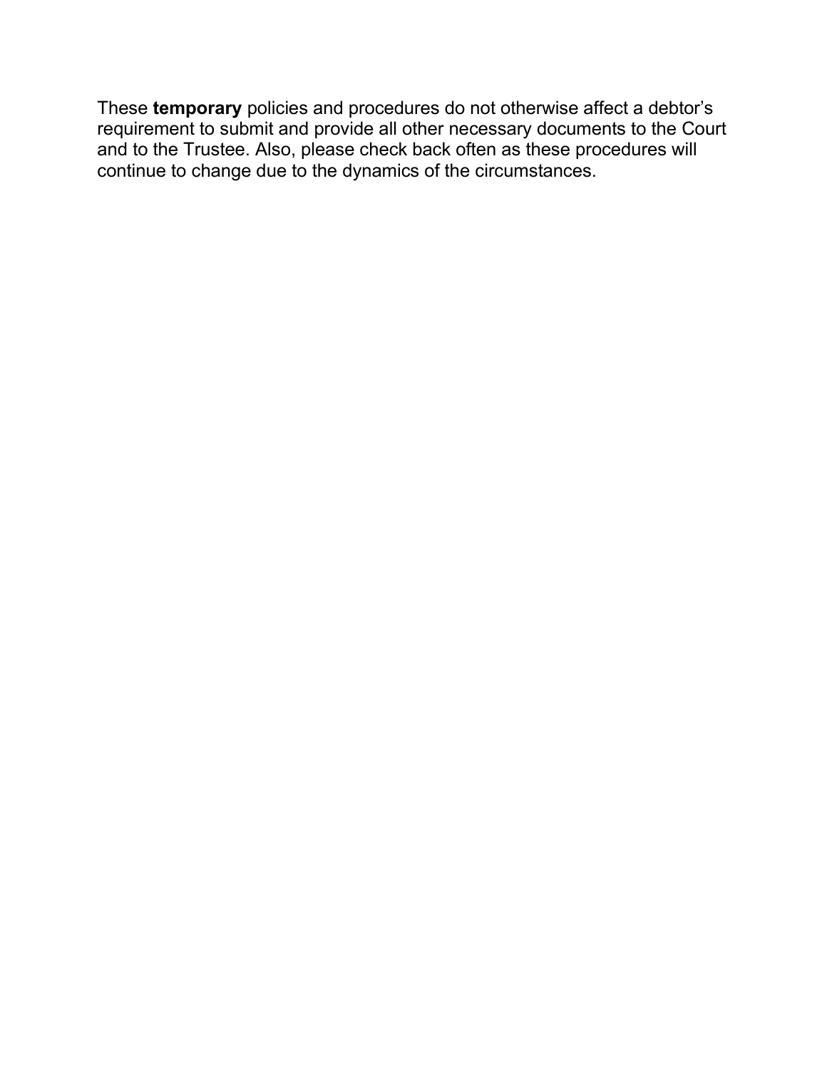These **temporary** policies and procedures do not otherwise affect a debtor's requirement to submit and provide all other necessary documents to the Court and to the Trustee. Also, please check back often as these procedures will continue to change due to the dynamics of the circumstances.